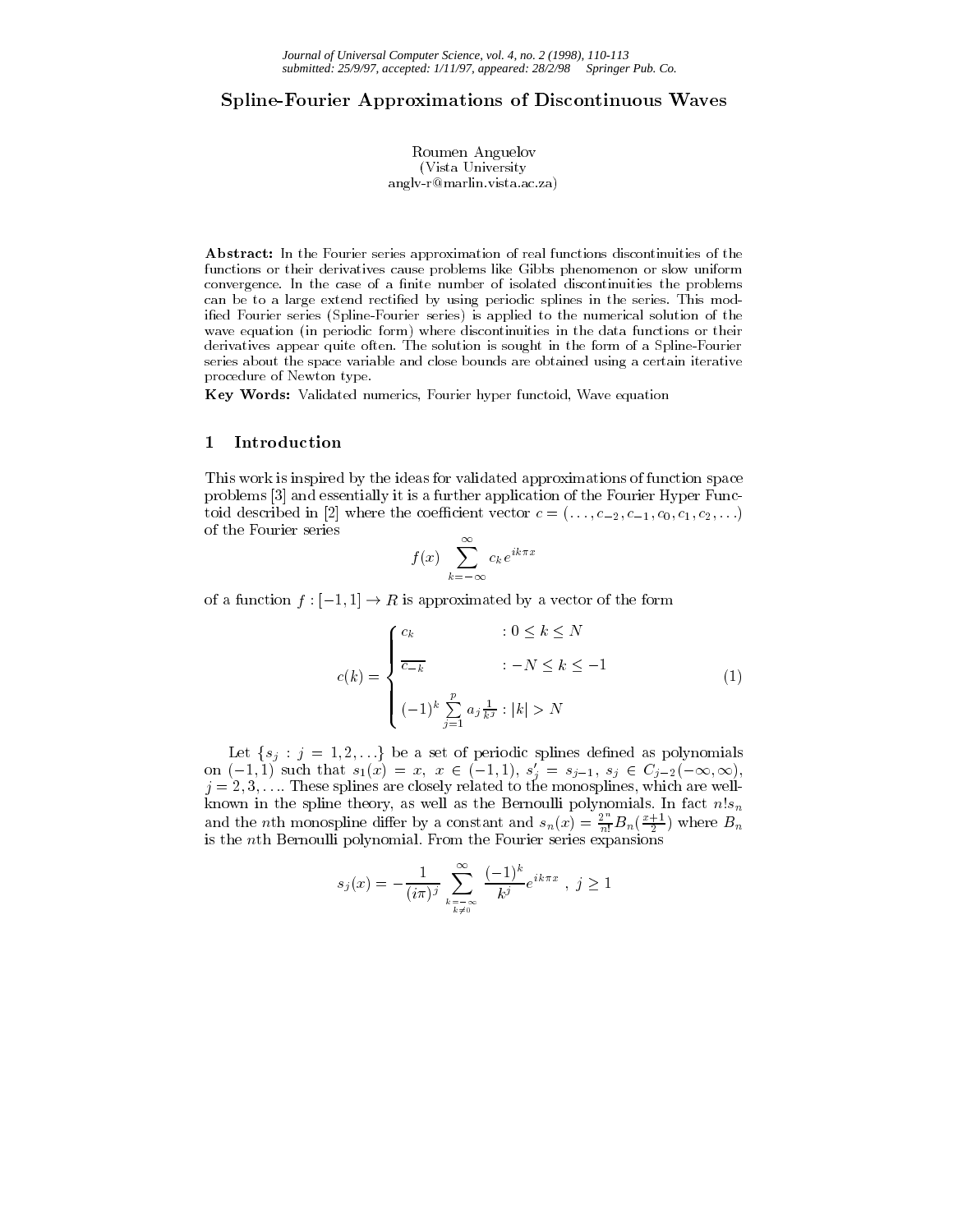# Spline-Fourier Approximations of Discontinuous Waves

Roumen Anguelov
(Vista University
anglv-r@marlin.vista.ac.za)

**Abstract:** In the Fourier series approximation of real functions discontinuities of the functions or their derivatives cause problems like Gibbs phenomenon or slow uniform convergence. In the case of a finite number of isolated discontinuities the problems can be to a large extend rectified by using periodic splines in the series. This modified Fourier series (Spline-Fourier series) is applied to the numerical solution of the wave equation (in periodic form) where discontinuities in the data functions or their derivatives appear quite often. The solution is sought in the form of a Spline-Fourier series about the space variable and close bounds are obtained using a certain iterative procedure of Newton type.

**Key Words:** Validated numerics, Fourier hyper functoid, Wave equation

## 1 Introduction

This work is inspired by the ideas for validated approximations of function space problems [3] and essentially it is a further application of the Fourier Hyper Functoid described in [2] where the coefficient vector $c = (\ldots, c_{-2}, c_{-1}, c_0, c_1, c_2, \ldots)$ of the Fourier series

$$f(x) \quad \sum_{k=-\infty}^{\infty} c_k e^{ik\pi x}$$

of a function $f : [-1, 1] \to R$ is approximated by a vector of the form

$$c(k) = \begin{cases} c_k & : 0 \le k \le N \\ \overline{c_{-k}} & : -N \le k \le -1 \\ (-1)^k \sum\limits_{j=1}^{p} a_j \frac{1}{k^j} : |k| > N \end{cases} \tag{1}$$

Let $\{s_j : j = 1, 2, \ldots\}$ be a set of periodic splines defined as polynomials on $(-1, 1)$ such that $s_1(x) = x,\ x \in (-1, 1),\ s_j' = s_{j-1},\ s_j \in C_{j-2}(-\infty, \infty)$, $j = 2, 3, \ldots$. These splines are closely related to the monosplines, which are well-known in the spline theory, as well as the Bernoulli polynomials. In fact $n!s_n$ and the $n$th monospline differ by a constant and $s_n(x) = \frac{2^n}{n!} B_n(\frac{x+1}{2})$ where $B_n$ is the $n$th Bernoulli polynomial. From the Fourier series expansions

$$s_j(x) = -\frac{1}{(i\pi)^j} \sum_{\substack{k=-\infty \\ k \ne 0}}^{\infty} \frac{(-1)^k}{k^j} e^{ik\pi x}\ ,\ j \ge 1$$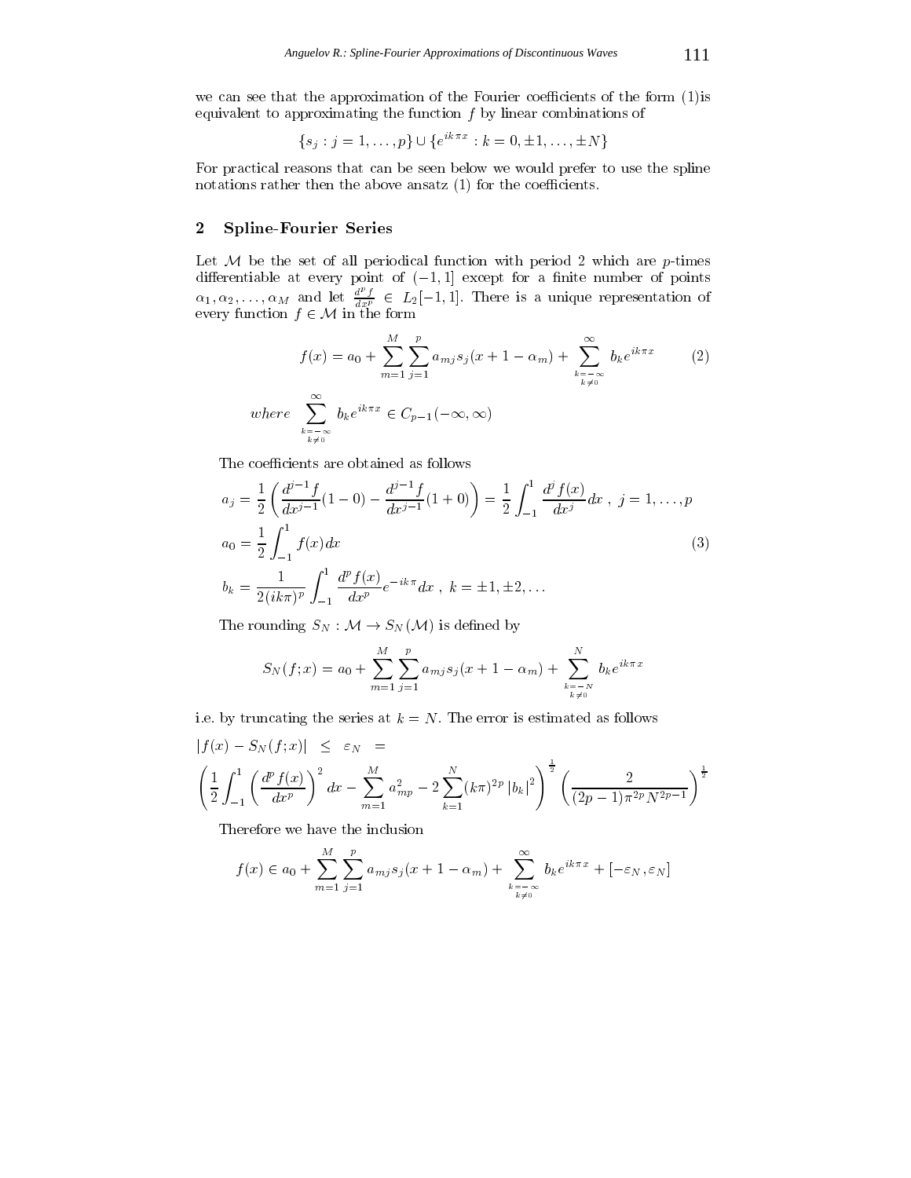we can see that the approximation of the Fourier coefficients of the form (1)is equivalent to approximating the function $f$ by linear combinations of

$$\{s_j : j = 1, \ldots, p\} \cup \{e^{ik\pi x} : k = 0, \pm 1, \ldots, \pm N\}$$

For practical reasons that can be seen below we would prefer to use the spline notations rather then the above ansatz (1) for the coefficients.

## 2 Spline-Fourier Series

Let $\mathcal{M}$ be the set of all periodical function with period 2 which are $p$-times differentiable at every point of $(-1, 1]$ except for a finite number of points $\alpha_1, \alpha_2, \ldots, \alpha_M$ and let $\frac{d^p f}{dx^p} \in L_2[-1, 1]$. There is a unique representation of every function $f \in \mathcal{M}$ in the form

$$f(x) = a_0 + \sum_{m=1}^{M} \sum_{j=1}^{p} a_{mj} s_j(x + 1 - \alpha_m) + \sum_{\substack{k=-\infty \\ k \neq 0}}^{\infty} b_k e^{ik\pi x} \qquad (2)$$

$$where \quad \sum_{\substack{k=-\infty \\ k \neq 0}}^{\infty} b_k e^{ik\pi x} \in C_{p-1}(-\infty, \infty)$$

The coefficients are obtained as follows

$$\begin{aligned} a_j &= \frac{1}{2}\left(\frac{d^{j-1}f}{dx^{j-1}}(1-0) - \frac{d^{j-1}f}{dx^{j-1}}(1+0)\right) = \frac{1}{2}\int_{-1}^{1} \frac{d^j f(x)}{dx^j} dx \ , \ j = 1, \ldots, p \\ a_0 &= \frac{1}{2}\int_{-1}^{1} f(x) dx \\ b_k &= \frac{1}{2(ik\pi)^p}\int_{-1}^{1} \frac{d^p f(x)}{dx^p} e^{-ik\pi} dx \ , \ k = \pm 1, \pm 2, \ldots \end{aligned} \qquad (3)$$

The rounding $S_N : \mathcal{M} \to S_N(\mathcal{M})$ is defined by

$$S_N(f; x) = a_0 + \sum_{m=1}^{M} \sum_{j=1}^{p} a_{mj} s_j(x + 1 - \alpha_m) + \sum_{\substack{k=-N \\ k \neq 0}}^{N} b_k e^{ik\pi x}$$

i.e. by truncating the series at $k = N$. The error is estimated as follows

$$|f(x) - S_N(f; x)| \leq \varepsilon_N =$$

$$\left(\frac{1}{2}\int_{-1}^{1}\left(\frac{d^p f(x)}{dx^p}\right)^2 dx - \sum_{m=1}^{M} a_{mp}^2 - 2\sum_{k=1}^{N}(k\pi)^{2p}|b_k|^2\right)^{\frac{1}{2}} \left(\frac{2}{(2p-1)\pi^{2p}N^{2p-1}}\right)^{\frac{1}{2}}$$

Therefore we have the inclusion

$$f(x) \in a_0 + \sum_{m=1}^{M} \sum_{j=1}^{p} a_{mj} s_j(x + 1 - \alpha_m) + \sum_{\substack{k=-\infty \\ k \neq 0}}^{\infty} b_k e^{ik\pi x} + [-\varepsilon_N, \varepsilon_N]$$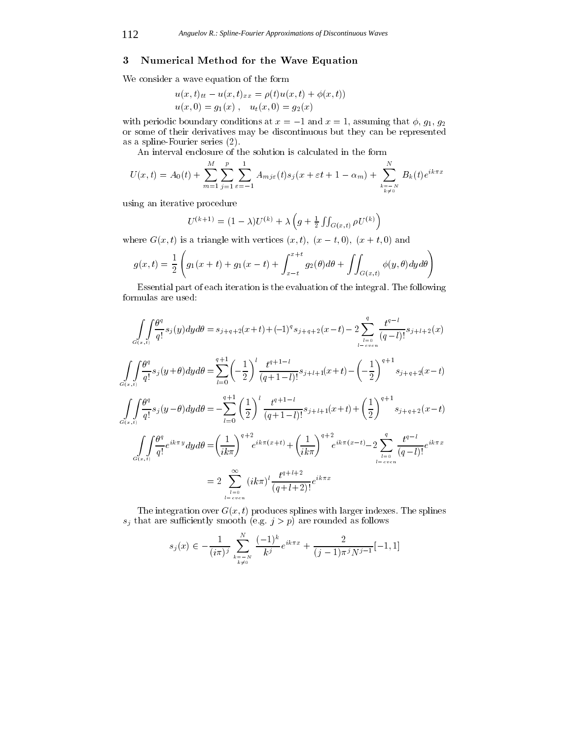## 3 Numerical Method for the Wave Equation

We consider a wave equation of the form

$$u(x,t)_{tt} - u(x,t)_{xx} = \rho(t)u(x,t) + \phi(x,t))$$
$$u(x,0) = g_1(x)\ , \quad u_t(x,0) = g_2(x)$$

with periodic boundary conditions at $x = -1$ and $x = 1$, assuming that $\phi$, $g_1$, $g_2$ or some of their derivatives may be discontinuous but they can be represented as a spline-Fourier series (2).

An interval enclosure of the solution is calculated in the form

$$U(x,t) = A_0(t) + \sum_{m=1}^{M}\sum_{j=1}^{p}\sum_{\varepsilon=-1}^{1} A_{mj\varepsilon}(t)s_j(x+\varepsilon t+1-\alpha_m) + \sum_{\substack{k=-N \\ k\neq 0}}^{N} B_k(t)e^{ik\pi x}$$

using an iterative procedure

$$U^{(k+1)} = (1-\lambda)U^{(k)} + \lambda\left(g + \tfrac{1}{2}\iint_{G(x,t)} \rho U^{(k)}\right)$$

where $G(x,t)$ is a triangle with vertices $(x,t)$, $(x-t,0)$, $(x+t,0)$ and

$$g(x,t) = \frac{1}{2}\left(g_1(x+t) + g_1(x-t) + \int_{x-t}^{x+t} g_2(\theta)d\theta + \iint_{G(x,t)} \phi(y,\theta)\,dy\,d\theta\right)$$

Essential part of each iteration is the evaluation of the integral. The following formulas are used:

$$\iint_{G(x,t)} \frac{\theta^q}{q!}s_j(y)dyd\theta = s_{j+q+2}(x+t) + (-1)^q s_{j+q+2}(x-t) - 2\sum_{\substack{l=0 \\ l-even}}^{q} \frac{t^{q-l}}{(q-l)!}s_{j+l+2}(x)$$

$$\iint_{G(x,t)} \frac{\theta^q}{q!}s_j(y+\theta)dyd\theta = \sum_{l=0}^{q+1}\left(-\frac{1}{2}\right)^l \frac{t^{q+1-l}}{(q+1-l)!}s_{j+l+1}(x+t) - \left(-\frac{1}{2}\right)^{q+1} s_{j+q+2}(x-t)$$

$$\iint_{G(x,t)} \frac{\theta^q}{q!}s_j(y-\theta)dyd\theta = -\sum_{l=0}^{q+1}\left(\frac{1}{2}\right)^l \frac{t^{q+1-l}}{(q+1-l)!}s_{j+l+1}(x+t) + \left(\frac{1}{2}\right)^{q+1} s_{j+q+2}(x-t)$$

$$\iint_{G(x,t)} \frac{\theta^q}{q!}e^{ik\pi y}dyd\theta = \left(\frac{1}{ik\pi}\right)^{q+2} e^{ik\pi(x+t)} + \left(\frac{1}{ik\pi}\right)^{q+2} e^{ik\pi(x-t)} - 2\sum_{\substack{l=0 \\ l-even}}^{q} \frac{t^{q-l}}{(q-l)!}e^{ik\pi x}$$
$$= 2\sum_{\substack{l=0 \\ l-even}}^{\infty} (ik\pi)^l \frac{t^{q+l+2}}{(q+l+2)!}e^{ik\pi x}$$

The integration over $G(x,t)$ produces splines with larger indexes. The splines $s_j$ that are sufficiently smooth (e.g. $j > p$) are rounded as follows

$$s_j(x) \in -\frac{1}{(i\pi)^j}\sum_{\substack{k=-N \\ k\neq 0}}^{N} \frac{(-1)^k}{k^j}e^{ik\pi x} + \frac{2}{(j-1)\pi^j N^{j-1}}[-1,1]$$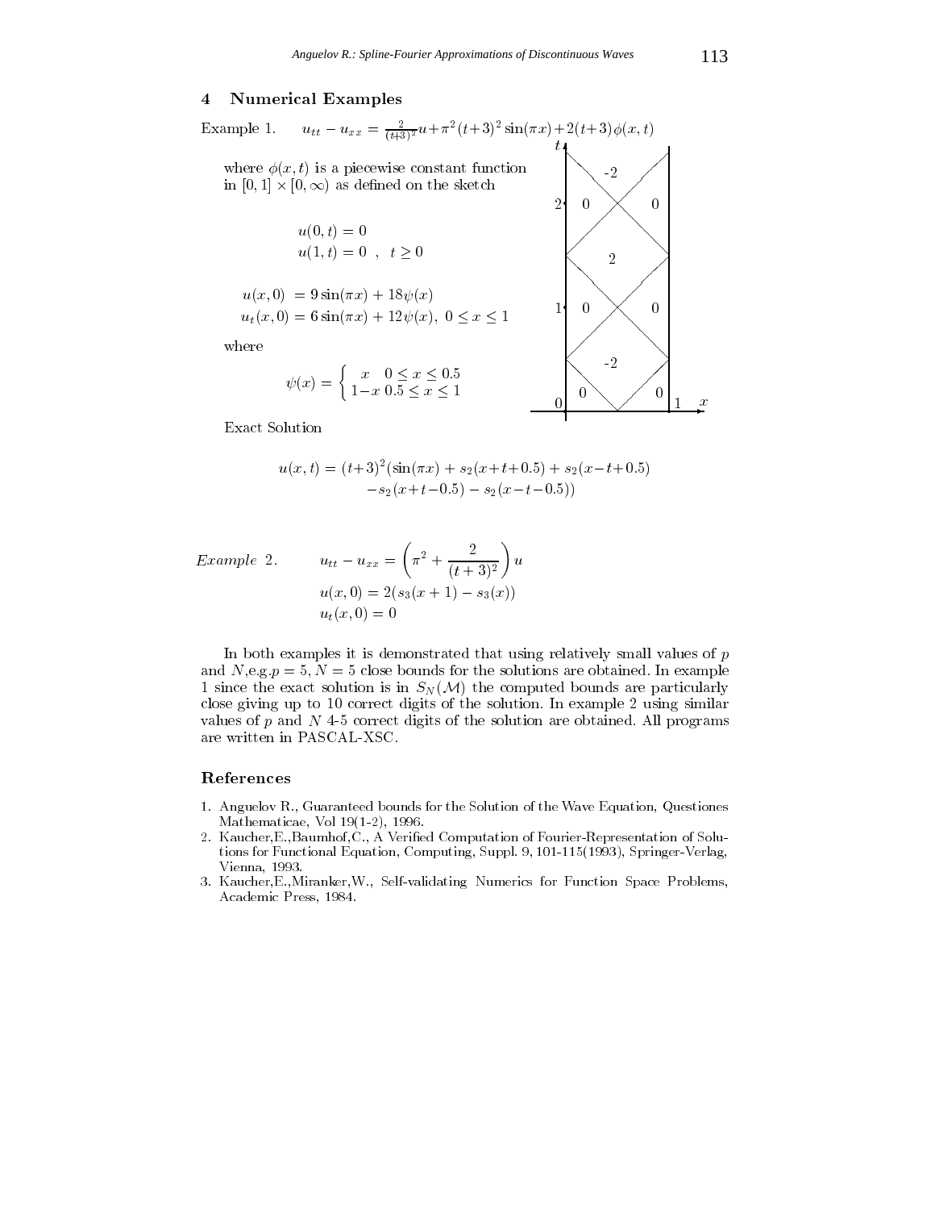## 4 Numerical Examples

Example 1. $\quad u_{tt} - u_{xx} = \frac{2}{(t+3)^2}u + \pi^2(t+3)^2\sin(\pi x) + 2(t+3)\phi(x,t)$

where $\phi(x,t)$ is a piecewise constant function in $[0,1]\times[0,\infty)$ as defined on the sketch

t
-2
2
0
0
2
1
0
0
-2
0
0
0
1
x

$$u(0,t) = 0$$
$$u(1,t) = 0 \ , \ \ t \geq 0$$

$$u(x,0) \ = 9\sin(\pi x) + 18\psi(x)$$
$$u_t(x,0) = 6\sin(\pi x) + 12\psi(x), \ 0 \leq x \leq 1$$

where

$$\psi(x) = \begin{cases} x & 0 \leq x \leq 0.5 \\ 1-x & 0.5 \leq x \leq 1 \end{cases}$$

Exact Solution

$$u(x,t) = (t+3)^2(\sin(\pi x) + s_2(x+t+0.5) + s_2(x-t+0.5) \\ -s_2(x+t-0.5) - s_2(x-t-0.5))$$

*Example 2.*

$$u_{tt} - u_{xx} = \left(\pi^2 + \frac{2}{(t+3)^2}\right)u$$
$$u(x,0) = 2(s_3(x+1) - s_3(x))$$
$$u_t(x,0) = 0$$

In both examples it is demonstrated that using relatively small values of $p$ and $N$,e.g.$p=5$, $N=5$ close bounds for the solutions are obtained. In example 1 since the exact solution is in $S_N(\mathcal{M})$ the computed bounds are particularly close giving up to 10 correct digits of the solution. In example 2 using similar values of $p$ and $N$ 4-5 correct digits of the solution are obtained. All programs are written in PASCAL-XSC.

## References

1. Anguelov R., Guaranteed bounds for the Solution of the Wave Equation, Questiones Mathematicae, Vol 19(1-2), 1996.
2. Kaucher,E.,Baumhof,C., A Verified Computation of Fourier-Representation of Solutions for Functional Equation, Computing, Suppl. 9, 101-115(1993), Springer-Verlag, Vienna, 1993.
3. Kaucher,E.,Miranker,W., Self-validating Numerics for Function Space Problems, Academic Press, 1984.